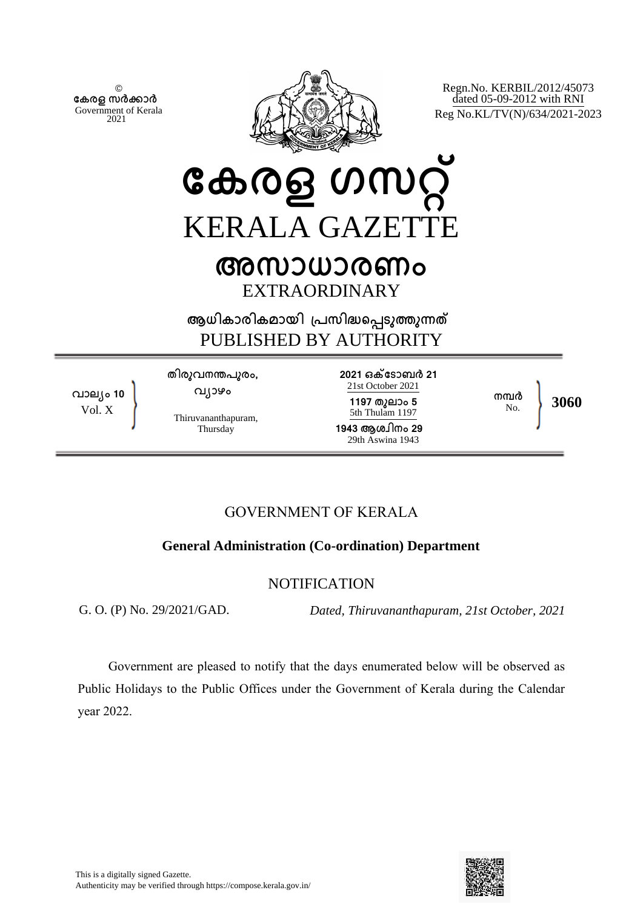© 
കേരള സർക്കാർ 
Government of Kerala 
2021

Regn.No. KERBIL/2012/45073 
dated 05-09-2012 with RNI 
Reg No.KL/TV(N)/634/2021-2023

# കേരള ഗസറ്റ്
# KERALA GAZETTE

## അസാധാരണം
## EXTRAORDINARY

### ആധികാരികമായി പ്രസിദ്ധപ്പെടുത്തുന്നത്
### PUBLISHED BY AUTHORITY

| | | | |
|---|---|---|---|
| വാല്യം 10 Vol. X | തിരുവനന്തപുരം, വ്യാഴം Thiruvananthapuram, Thursday | 2021 ഒക്ടോബർ 21 21st October 2021 1197 തുലാം 5 5th Thulam 1197 1943 ആശ്വിനം 29 29th Aswina 1943 | നമ്പർ No. **3060** |

GOVERNMENT OF KERALA

**General Administration (Co-ordination) Department**

NOTIFICATION

G. O. (P) No. 29/2021/GAD. *Dated, Thiruvananthapuram, 21st October, 2021*

Government are pleased to notify that the days enumerated below will be observed as Public Holidays to the Public Offices under the Government of Kerala during the Calendar year 2022.

This is a digitally signed Gazette. 
Authenticity may be verified through https://compose.kerala.gov.in/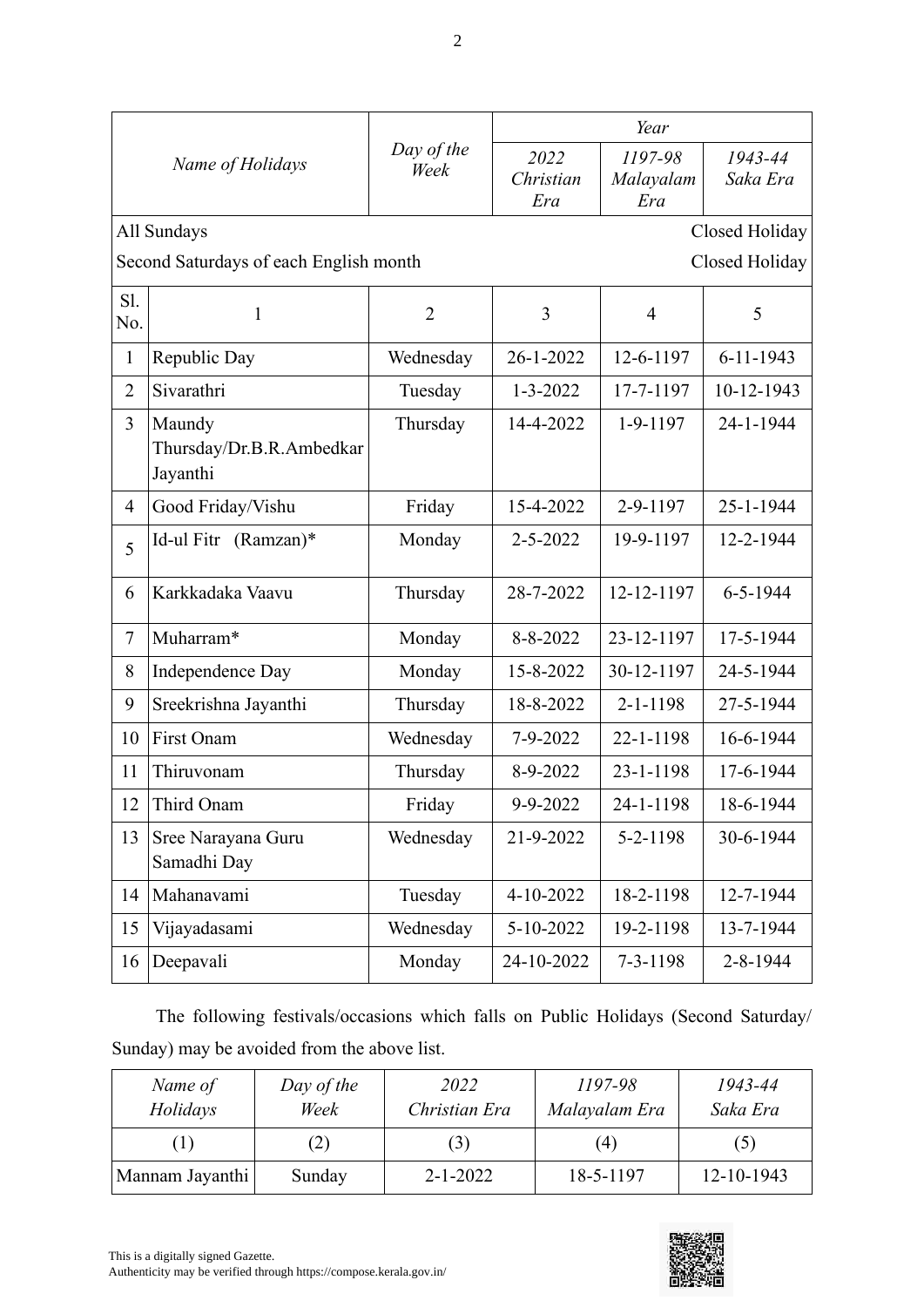| Name of Holidays | | Day of the Week | Year | | |
|---|---|---|---|---|---|
| | | | 2022 Christian Era | 1197-98 Malayalam Era | 1943-44 Saka Era |
| All Sundays | | | | | Closed Holiday |
| Second Saturdays of each English month | | | | | Closed Holiday |
| Sl. No. | 1 | 2 | 3 | 4 | 5 |
| 1 | Republic Day | Wednesday | 26-1-2022 | 12-6-1197 | 6-11-1943 |
| 2 | Sivarathri | Tuesday | 1-3-2022 | 17-7-1197 | 10-12-1943 |
| 3 | Maundy Thursday/Dr.B.R.Ambedkar Jayanthi | Thursday | 14-4-2022 | 1-9-1197 | 24-1-1944 |
| 4 | Good Friday/Vishu | Friday | 15-4-2022 | 2-9-1197 | 25-1-1944 |
| 5 | Id-ul Fitr (Ramzan)* | Monday | 2-5-2022 | 19-9-1197 | 12-2-1944 |
| 6 | Karkkadaka Vaavu | Thursday | 28-7-2022 | 12-12-1197 | 6-5-1944 |
| 7 | Muharram* | Monday | 8-8-2022 | 23-12-1197 | 17-5-1944 |
| 8 | Independence Day | Monday | 15-8-2022 | 30-12-1197 | 24-5-1944 |
| 9 | Sreekrishna Jayanthi | Thursday | 18-8-2022 | 2-1-1198 | 27-5-1944 |
| 10 | First Onam | Wednesday | 7-9-2022 | 22-1-1198 | 16-6-1944 |
| 11 | Thiruvonam | Thursday | 8-9-2022 | 23-1-1198 | 17-6-1944 |
| 12 | Third Onam | Friday | 9-9-2022 | 24-1-1198 | 18-6-1944 |
| 13 | Sree Narayana Guru Samadhi Day | Wednesday | 21-9-2022 | 5-2-1198 | 30-6-1944 |
| 14 | Mahanavami | Tuesday | 4-10-2022 | 18-2-1198 | 12-7-1944 |
| 15 | Vijayadasami | Wednesday | 5-10-2022 | 19-2-1198 | 13-7-1944 |
| 16 | Deepavali | Monday | 24-10-2022 | 7-3-1198 | 2-8-1944 |

The following festivals/occasions which falls on Public Holidays (Second Saturday/ Sunday) may be avoided from the above list.

| Name of Holidays | Day of the Week | 2022 Christian Era | 1197-98 Malayalam Era | 1943-44 Saka Era |
|---|---|---|---|---|
| (1) | (2) | (3) | (4) | (5) |
| Mannam Jayanthi | Sunday | 2-1-2022 | 18-5-1197 | 12-10-1943 |

This is a digitally signed Gazette.
Authenticity may be verified through https://compose.kerala.gov.in/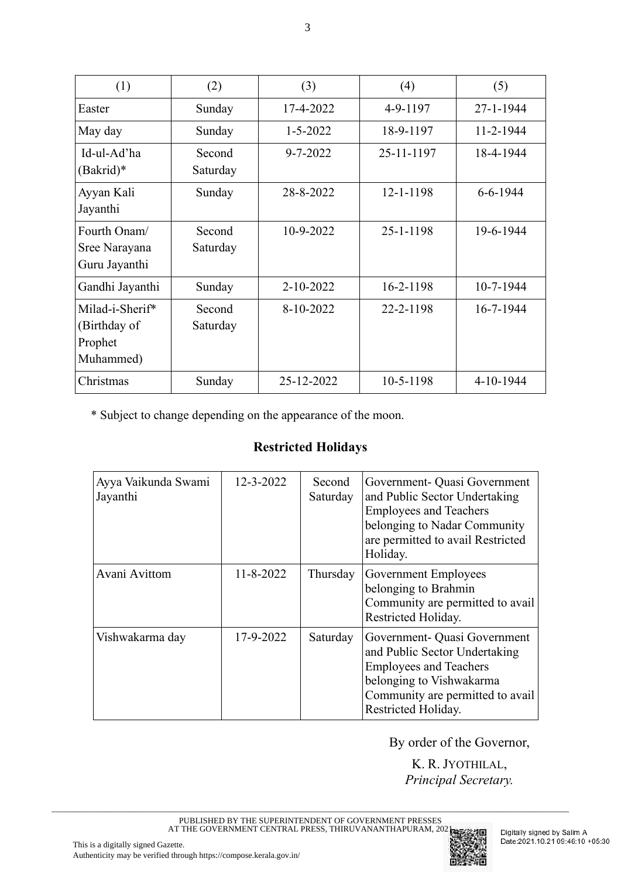| (1) | (2) | (3) | (4) | (5) |
|---|---|---|---|---|
| Easter | Sunday | 17-4-2022 | 4-9-1197 | 27-1-1944 |
| May day | Sunday | 1-5-2022 | 18-9-1197 | 11-2-1944 |
| Id-ul-Ad'ha (Bakrid)* | Second Saturday | 9-7-2022 | 25-11-1197 | 18-4-1944 |
| Ayyan Kali Jayanthi | Sunday | 28-8-2022 | 12-1-1198 | 6-6-1944 |
| Fourth Onam/ Sree Narayana Guru Jayanthi | Second Saturday | 10-9-2022 | 25-1-1198 | 19-6-1944 |
| Gandhi Jayanthi | Sunday | 2-10-2022 | 16-2-1198 | 10-7-1944 |
| Milad-i-Sherif* (Birthday of Prophet Muhammed) | Second Saturday | 8-10-2022 | 22-2-1198 | 16-7-1944 |
| Christmas | Sunday | 25-12-2022 | 10-5-1198 | 4-10-1944 |

* Subject to change depending on the appearance of the moon.

## Restricted Holidays

| | | | |
|---|---|---|---|
| Ayya Vaikunda Swami Jayanthi | 12-3-2022 | Second Saturday | Government- Quasi Government and Public Sector Undertaking Employees and Teachers belonging to Nadar Community are permitted to avail Restricted Holiday. |
| Avani Avittom | 11-8-2022 | Thursday | Government Employees belonging to Brahmin Community are permitted to avail Restricted Holiday. |
| Vishwakarma day | 17-9-2022 | Saturday | Government- Quasi Government and Public Sector Undertaking Employees and Teachers belonging to Vishwakarma Community are permitted to avail Restricted Holiday. |

By order of the Governor,

K. R. JYOTHILAL,
*Principal Secretary.*

PUBLISHED BY THE SUPERINTENDENT OF GOVERNMENT PRESSES AT THE GOVERNMENT CENTRAL PRESS, THIRUVANANTHAPURAM, 2021

This is a digitally signed Gazette.
Authenticity may be verified through https://compose.kerala.gov.in/

Digitally signed by Salim A
Date:2021.10.21 09:46:10 +05:30